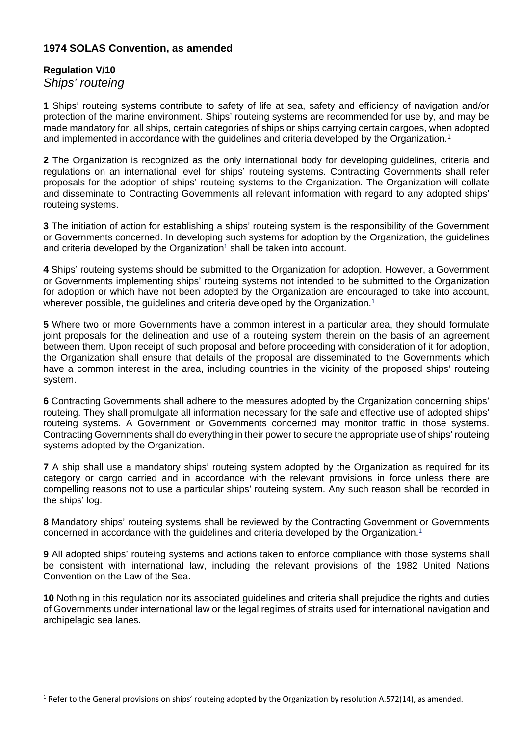**1974 SOLAS Convention, as amended**

**Regulation V/10**
*Ships' routeing*

**1** Ships' routeing systems contribute to safety of life at sea, safety and efficiency of navigation and/or protection of the marine environment. Ships' routeing systems are recommended for use by, and may be made mandatory for, all ships, certain categories of ships or ships carrying certain cargoes, when adopted and implemented in accordance with the guidelines and criteria developed by the Organization.[1]

**2** The Organization is recognized as the only international body for developing guidelines, criteria and regulations on an international level for ships' routeing systems. Contracting Governments shall refer proposals for the adoption of ships' routeing systems to the Organization. The Organization will collate and disseminate to Contracting Governments all relevant information with regard to any adopted ships' routeing systems.

**3** The initiation of action for establishing a ships' routeing system is the responsibility of the Government or Governments concerned. In developing such systems for adoption by the Organization, the guidelines and criteria developed by the Organization[1] shall be taken into account.

**4** Ships' routeing systems should be submitted to the Organization for adoption. However, a Government or Governments implementing ships' routeing systems not intended to be submitted to the Organization for adoption or which have not been adopted by the Organization are encouraged to take into account, wherever possible, the guidelines and criteria developed by the Organization.[1]

**5** Where two or more Governments have a common interest in a particular area, they should formulate joint proposals for the delineation and use of a routeing system therein on the basis of an agreement between them. Upon receipt of such proposal and before proceeding with consideration of it for adoption, the Organization shall ensure that details of the proposal are disseminated to the Governments which have a common interest in the area, including countries in the vicinity of the proposed ships' routeing system.

**6** Contracting Governments shall adhere to the measures adopted by the Organization concerning ships' routeing. They shall promulgate all information necessary for the safe and effective use of adopted ships' routeing systems. A Government or Governments concerned may monitor traffic in those systems. Contracting Governments shall do everything in their power to secure the appropriate use of ships' routeing systems adopted by the Organization.

**7** A ship shall use a mandatory ships' routeing system adopted by the Organization as required for its category or cargo carried and in accordance with the relevant provisions in force unless there are compelling reasons not to use a particular ships' routeing system. Any such reason shall be recorded in the ships' log.

**8** Mandatory ships' routeing systems shall be reviewed by the Contracting Government or Governments concerned in accordance with the guidelines and criteria developed by the Organization.[1]

**9** All adopted ships' routeing systems and actions taken to enforce compliance with those systems shall be consistent with international law, including the relevant provisions of the 1982 United Nations Convention on the Law of the Sea.

**10** Nothing in this regulation nor its associated guidelines and criteria shall prejudice the rights and duties of Governments under international law or the legal regimes of straits used for international navigation and archipelagic sea lanes.

[1] Refer to the General provisions on ships' routeing adopted by the Organization by resolution A.572(14), as amended.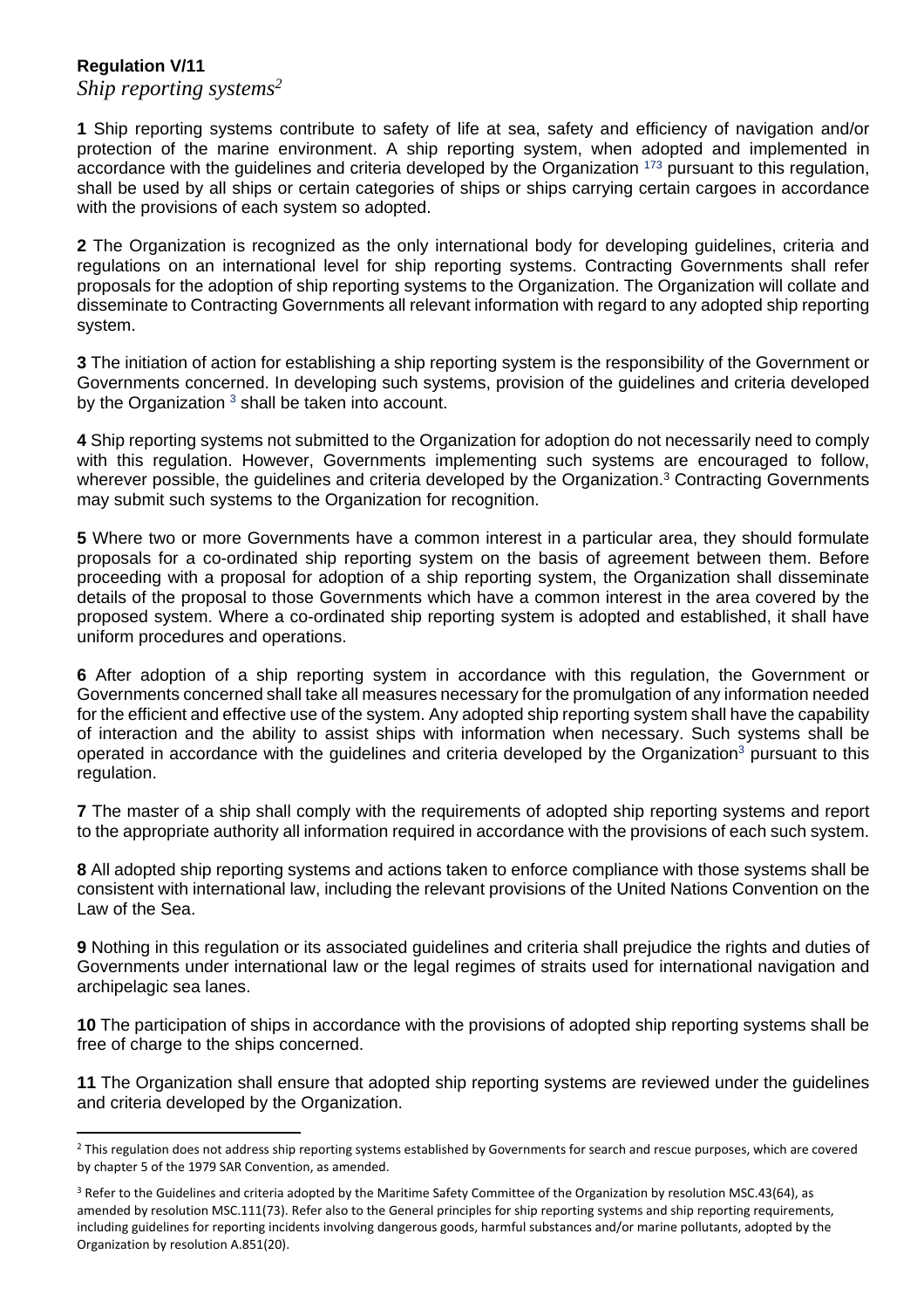**Regulation V/11**

*Ship reporting systems*[2]

**1** Ship reporting systems contribute to safety of life at sea, safety and efficiency of navigation and/or protection of the marine environment. A ship reporting system, when adopted and implemented in accordance with the guidelines and criteria developed by the Organization [173] pursuant to this regulation, shall be used by all ships or certain categories of ships or ships carrying certain cargoes in accordance with the provisions of each system so adopted.

**2** The Organization is recognized as the only international body for developing guidelines, criteria and regulations on an international level for ship reporting systems. Contracting Governments shall refer proposals for the adoption of ship reporting systems to the Organization. The Organization will collate and disseminate to Contracting Governments all relevant information with regard to any adopted ship reporting system.

**3** The initiation of action for establishing a ship reporting system is the responsibility of the Government or Governments concerned. In developing such systems, provision of the guidelines and criteria developed by the Organization [3] shall be taken into account.

**4** Ship reporting systems not submitted to the Organization for adoption do not necessarily need to comply with this regulation. However, Governments implementing such systems are encouraged to follow, wherever possible, the guidelines and criteria developed by the Organization.[3] Contracting Governments may submit such systems to the Organization for recognition.

**5** Where two or more Governments have a common interest in a particular area, they should formulate proposals for a co-ordinated ship reporting system on the basis of agreement between them. Before proceeding with a proposal for adoption of a ship reporting system, the Organization shall disseminate details of the proposal to those Governments which have a common interest in the area covered by the proposed system. Where a co-ordinated ship reporting system is adopted and established, it shall have uniform procedures and operations.

**6** After adoption of a ship reporting system in accordance with this regulation, the Government or Governments concerned shall take all measures necessary for the promulgation of any information needed for the efficient and effective use of the system. Any adopted ship reporting system shall have the capability of interaction and the ability to assist ships with information when necessary. Such systems shall be operated in accordance with the guidelines and criteria developed by the Organization[3] pursuant to this regulation.

**7** The master of a ship shall comply with the requirements of adopted ship reporting systems and report to the appropriate authority all information required in accordance with the provisions of each such system.

**8** All adopted ship reporting systems and actions taken to enforce compliance with those systems shall be consistent with international law, including the relevant provisions of the United Nations Convention on the Law of the Sea.

**9** Nothing in this regulation or its associated guidelines and criteria shall prejudice the rights and duties of Governments under international law or the legal regimes of straits used for international navigation and archipelagic sea lanes.

**10** The participation of ships in accordance with the provisions of adopted ship reporting systems shall be free of charge to the ships concerned.

**11** The Organization shall ensure that adopted ship reporting systems are reviewed under the guidelines and criteria developed by the Organization.

---

[2] This regulation does not address ship reporting systems established by Governments for search and rescue purposes, which are covered by chapter 5 of the 1979 SAR Convention, as amended.

[3] Refer to the Guidelines and criteria adopted by the Maritime Safety Committee of the Organization by resolution MSC.43(64), as amended by resolution MSC.111(73). Refer also to the General principles for ship reporting systems and ship reporting requirements, including guidelines for reporting incidents involving dangerous goods, harmful substances and/or marine pollutants, adopted by the Organization by resolution A.851(20).